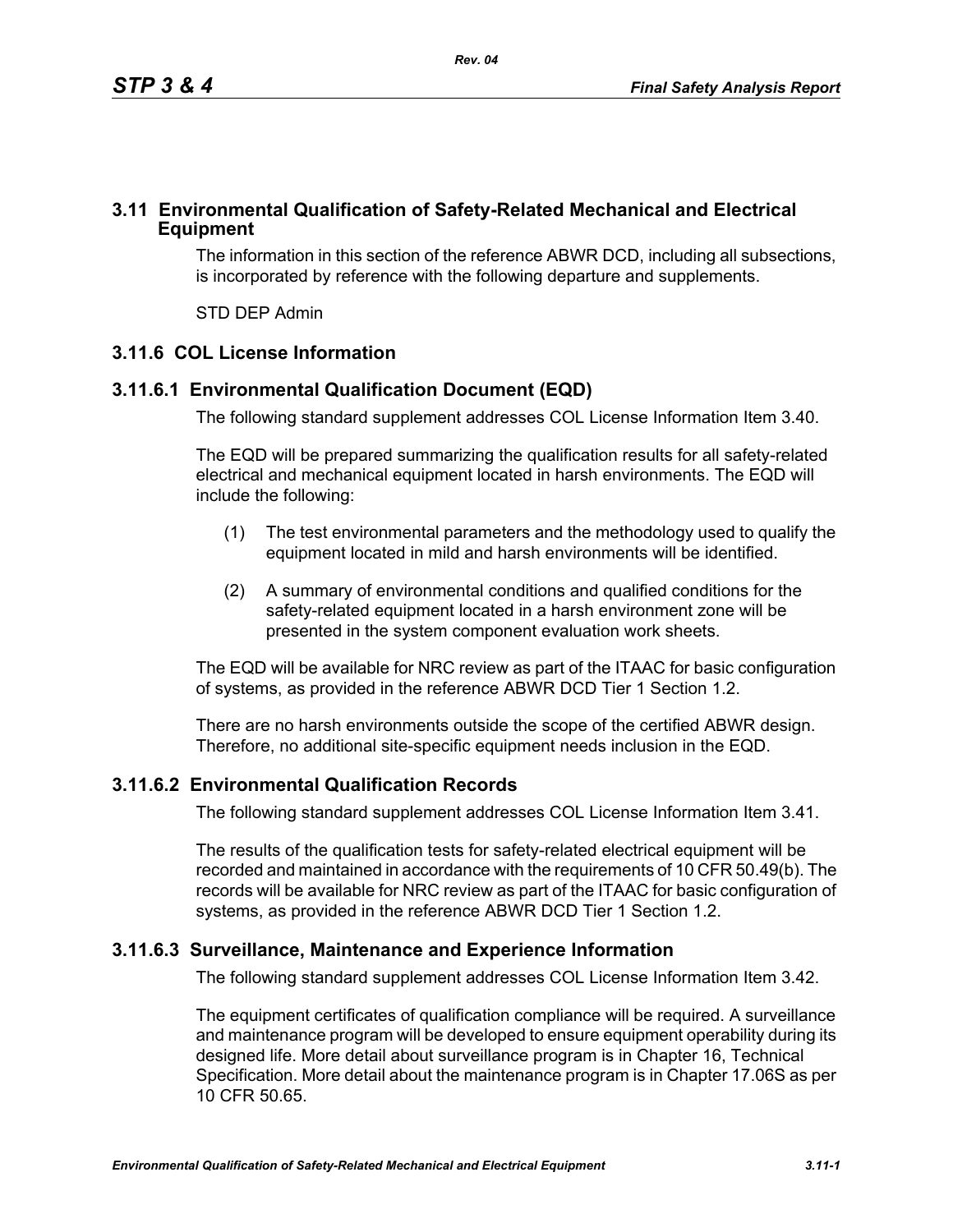## 3.11 Environmental Qualification of Safety-Related Mechanical and Electrical Equipment

The information in this section of the reference ABWR DCD, including all subsections, is incorporated by reference with the following departure and supplements.

STD DEP Admin

## 3.11.6 COL License Information

### 3.11.6.1 Environmental Qualification Document (EQD)

The following standard supplement addresses COL License Information Item 3.40.

The EQD will be prepared summarizing the qualification results for all safety-related electrical and mechanical equipment located in harsh environments. The EQD will include the following:

(1) The test environmental parameters and the methodology used to qualify the equipment located in mild and harsh environments will be identified.

(2) A summary of environmental conditions and qualified conditions for the safety-related equipment located in a harsh environment zone will be presented in the system component evaluation work sheets.

The EQD will be available for NRC review as part of the ITAAC for basic configuration of systems, as provided in the reference ABWR DCD Tier 1 Section 1.2.

There are no harsh environments outside the scope of the certified ABWR design. Therefore, no additional site-specific equipment needs inclusion in the EQD.

### 3.11.6.2 Environmental Qualification Records

The following standard supplement addresses COL License Information Item 3.41.

The results of the qualification tests for safety-related electrical equipment will be recorded and maintained in accordance with the requirements of 10 CFR 50.49(b). The records will be available for NRC review as part of the ITAAC for basic configuration of systems, as provided in the reference ABWR DCD Tier 1 Section 1.2.

### 3.11.6.3 Surveillance, Maintenance and Experience Information

The following standard supplement addresses COL License Information Item 3.42.

The equipment certificates of qualification compliance will be required. A surveillance and maintenance program will be developed to ensure equipment operability during its designed life. More detail about surveillance program is in Chapter 16, Technical Specification. More detail about the maintenance program is in Chapter 17.06S as per 10 CFR 50.65.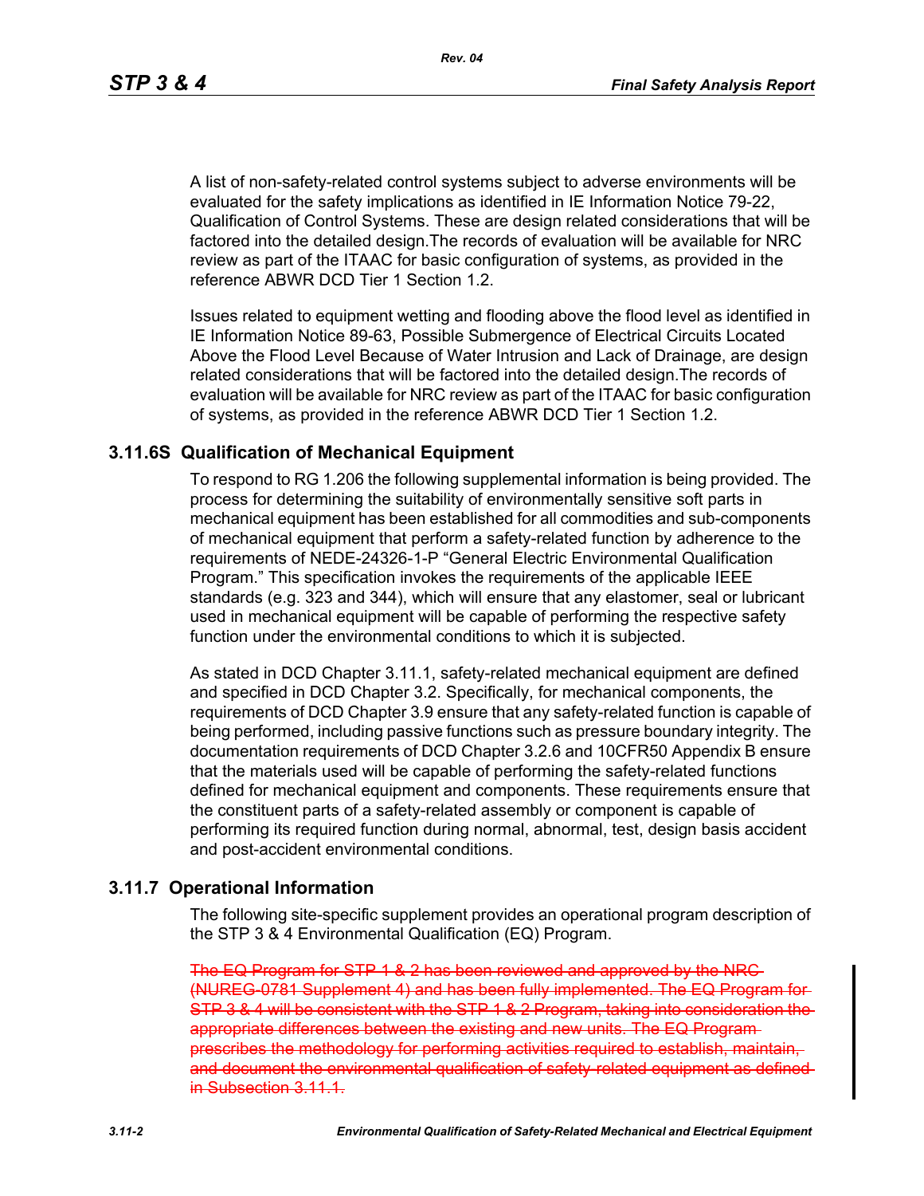A list of non-safety-related control systems subject to adverse environments will be evaluated for the safety implications as identified in IE Information Notice 79-22, Qualification of Control Systems. These are design related considerations that will be factored into the detailed design.The records of evaluation will be available for NRC review as part of the ITAAC for basic configuration of systems, as provided in the reference ABWR DCD Tier 1 Section 1.2.

Issues related to equipment wetting and flooding above the flood level as identified in IE Information Notice 89-63, Possible Submergence of Electrical Circuits Located Above the Flood Level Because of Water Intrusion and Lack of Drainage, are design related considerations that will be factored into the detailed design.The records of evaluation will be available for NRC review as part of the ITAAC for basic configuration of systems, as provided in the reference ABWR DCD Tier 1 Section 1.2.

## 3.11.6S Qualification of Mechanical Equipment

To respond to RG 1.206 the following supplemental information is being provided. The process for determining the suitability of environmentally sensitive soft parts in mechanical equipment has been established for all commodities and sub-components of mechanical equipment that perform a safety-related function by adherence to the requirements of NEDE-24326-1-P "General Electric Environmental Qualification Program." This specification invokes the requirements of the applicable IEEE standards (e.g. 323 and 344), which will ensure that any elastomer, seal or lubricant used in mechanical equipment will be capable of performing the respective safety function under the environmental conditions to which it is subjected.

As stated in DCD Chapter 3.11.1, safety-related mechanical equipment are defined and specified in DCD Chapter 3.2. Specifically, for mechanical components, the requirements of DCD Chapter 3.9 ensure that any safety-related function is capable of being performed, including passive functions such as pressure boundary integrity. The documentation requirements of DCD Chapter 3.2.6 and 10CFR50 Appendix B ensure that the materials used will be capable of performing the safety-related functions defined for mechanical equipment and components. These requirements ensure that the constituent parts of a safety-related assembly or component is capable of performing its required function during normal, abnormal, test, design basis accident and post-accident environmental conditions.

## 3.11.7 Operational Information

The following site-specific supplement provides an operational program description of the STP 3 & 4 Environmental Qualification (EQ) Program.

~~The EQ Program for STP 1 & 2 has been reviewed and approved by the NRC (NUREG-0781 Supplement 4) and has been fully implemented. The EQ Program for STP 3 & 4 will be consistent with the STP 1 & 2 Program, taking into consideration the appropriate differences between the existing and new units. The EQ Program prescribes the methodology for performing activities required to establish, maintain, and document the environmental qualification of safety-related equipment as defined in Subsection 3.11.1.~~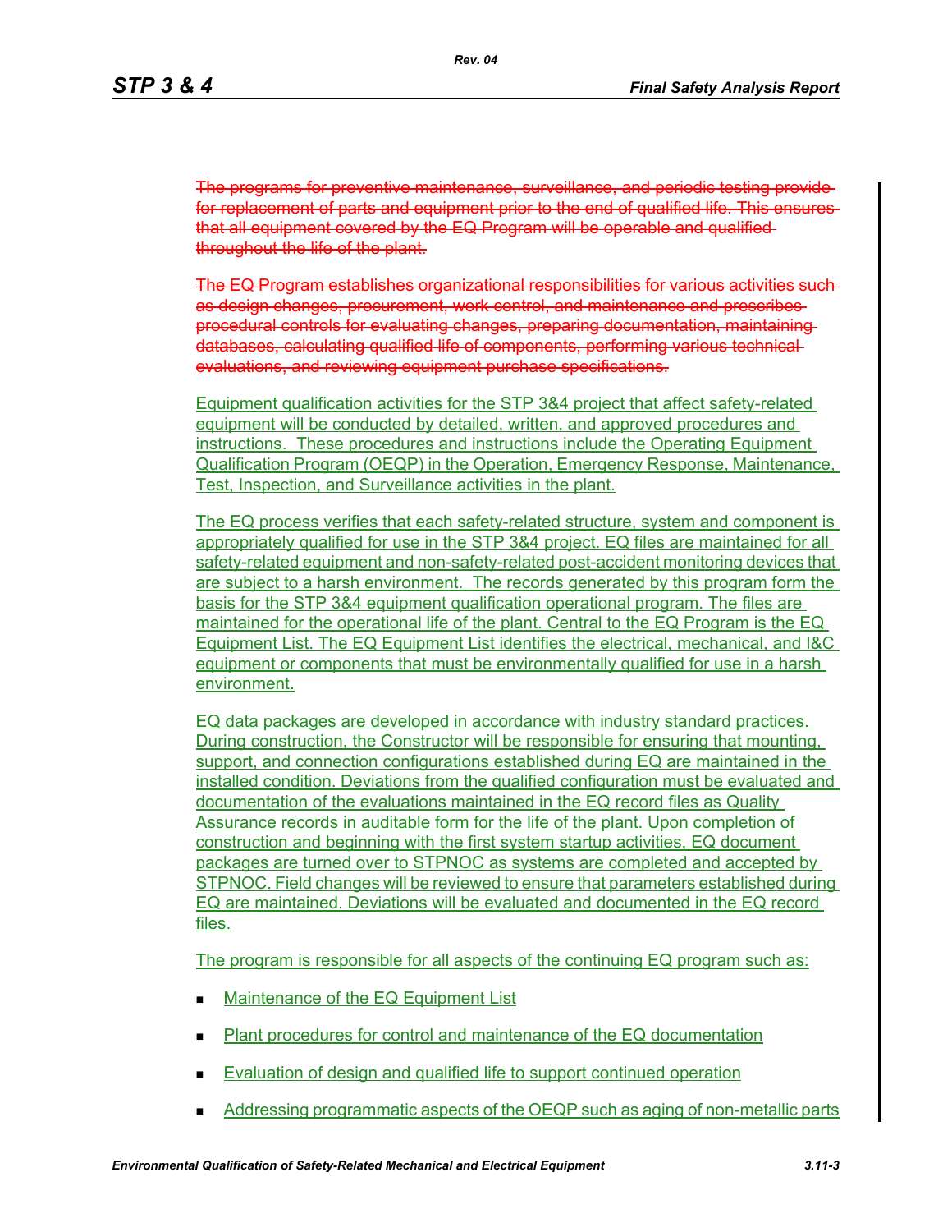~~The programs for preventive maintenance, surveillance, and periodic testing provide for replacement of parts and equipment prior to the end of qualified life. This ensures that all equipment covered by the EQ Program will be operable and qualified throughout the life of the plant.~~

~~The EQ Program establishes organizational responsibilities for various activities such as design changes, procurement, work control, and maintenance and prescribes procedural controls for evaluating changes, preparing documentation, maintaining databases, calculating qualified life of components, performing various technical evaluations, and reviewing equipment purchase specifications.~~

Equipment qualification activities for the STP 3&4 project that affect safety-related equipment will be conducted by detailed, written, and approved procedures and instructions. These procedures and instructions include the Operating Equipment Qualification Program (OEQP) in the Operation, Emergency Response, Maintenance, Test, Inspection, and Surveillance activities in the plant.

The EQ process verifies that each safety-related structure, system and component is appropriately qualified for use in the STP 3&4 project. EQ files are maintained for all safety-related equipment and non-safety-related post-accident monitoring devices that are subject to a harsh environment. The records generated by this program form the basis for the STP 3&4 equipment qualification operational program. The files are maintained for the operational life of the plant. Central to the EQ Program is the EQ Equipment List. The EQ Equipment List identifies the electrical, mechanical, and I&C equipment or components that must be environmentally qualified for use in a harsh environment.

EQ data packages are developed in accordance with industry standard practices. During construction, the Constructor will be responsible for ensuring that mounting, support, and connection configurations established during EQ are maintained in the installed condition. Deviations from the qualified configuration must be evaluated and documentation of the evaluations maintained in the EQ record files as Quality Assurance records in auditable form for the life of the plant. Upon completion of construction and beginning with the first system startup activities, EQ document packages are turned over to STPNOC as systems are completed and accepted by STPNOC. Field changes will be reviewed to ensure that parameters established during EQ are maintained. Deviations will be evaluated and documented in the EQ record files.

The program is responsible for all aspects of the continuing EQ program such as:

- Maintenance of the EQ Equipment List
- Plant procedures for control and maintenance of the EQ documentation
- Evaluation of design and qualified life to support continued operation
- Addressing programmatic aspects of the OEQP such as aging of non-metallic parts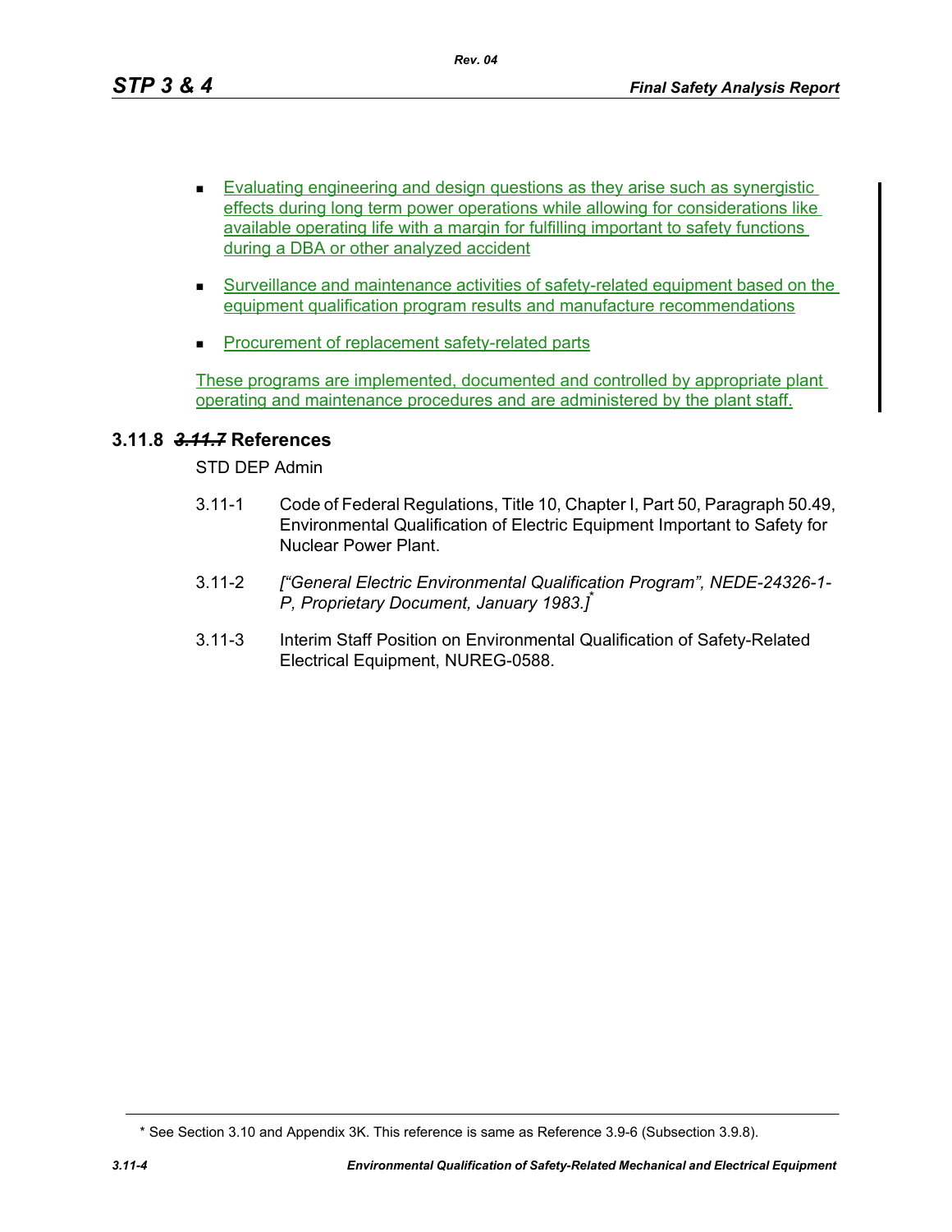- Evaluating engineering and design questions as they arise such as synergistic effects during long term power operations while allowing for considerations like available operating life with a margin for fulfilling important to safety functions during a DBA or other analyzed accident
- Surveillance and maintenance activities of safety-related equipment based on the equipment qualification program results and manufacture recommendations
- Procurement of replacement safety-related parts

These programs are implemented, documented and controlled by appropriate plant operating and maintenance procedures and are administered by the plant staff.

## 3.11.8 ~~*3.11.7*~~ References

STD DEP Admin

3.11-1 Code of Federal Regulations, Title 10, Chapter I, Part 50, Paragraph 50.49, Environmental Qualification of Electric Equipment Important to Safety for Nuclear Power Plant.

3.11-2 *["General Electric Environmental Qualification Program", NEDE-24326-1-P, Proprietary Document, January 1983.]**

3.11-3 Interim Staff Position on Environmental Qualification of Safety-Related Electrical Equipment, NUREG-0588.

---

\* See Section 3.10 and Appendix 3K. This reference is same as Reference 3.9-6 (Subsection 3.9.8).